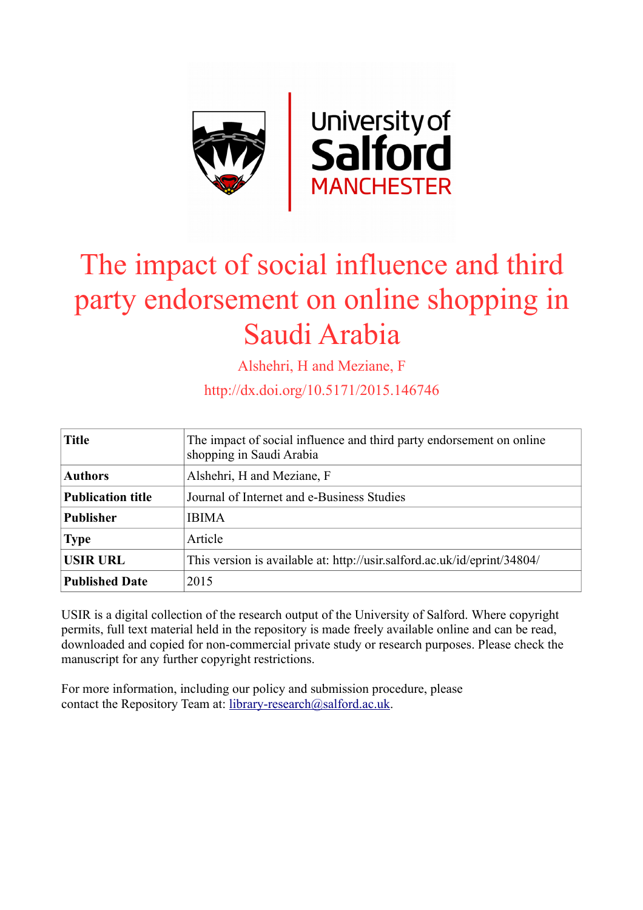# The impact of social influence and third party endorsement on online shopping in Saudi Arabia

Alshehri, H and Meziane, F

http://dx.doi.org/10.5171/2015.146746

| | |
|---|---|
| **Title** | The impact of social influence and third party endorsement on online shopping in Saudi Arabia |
| **Authors** | Alshehri, H and Meziane, F |
| **Publication title** | Journal of Internet and e-Business Studies |
| **Publisher** | IBIMA |
| **Type** | Article |
| **USIR URL** | This version is available at: http://usir.salford.ac.uk/id/eprint/34804/ |
| **Published Date** | 2015 |

USIR is a digital collection of the research output of the University of Salford. Where copyright permits, full text material held in the repository is made freely available online and can be read, downloaded and copied for non-commercial private study or research purposes. Please check the manuscript for any further copyright restrictions.

For more information, including our policy and submission procedure, please contact the Repository Team at: library-research@salford.ac.uk.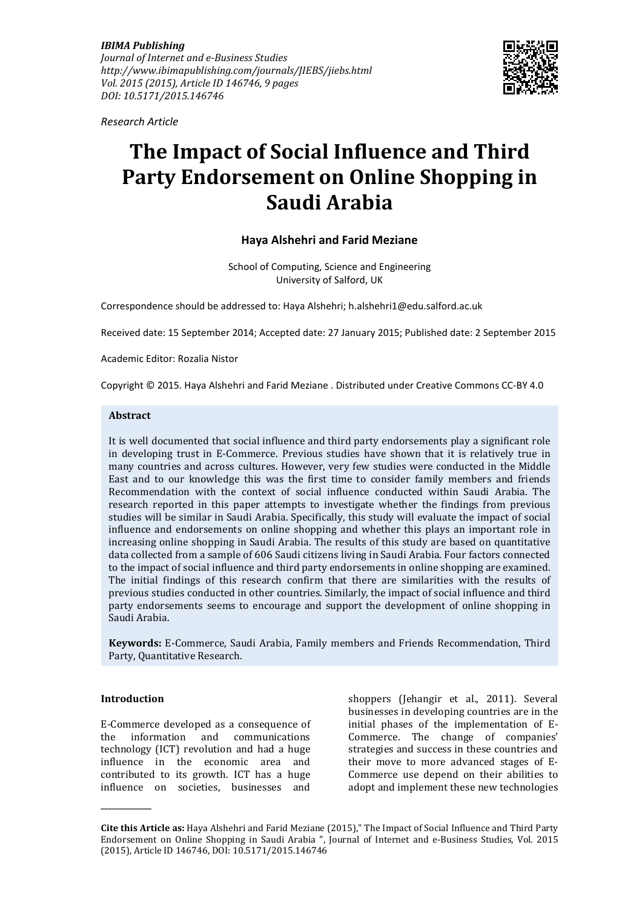IBIMA Publishing
*Journal of Internet and e-Business Studies*
*http://www.ibimapublishing.com/journals/JIEBS/jiebs.html*
*Vol. 2015 (2015), Article ID 146746, 9 pages*
*DOI: 10.5171/2015.146746*

*Research Article*

# The Impact of Social Influence and Third Party Endorsement on Online Shopping in Saudi Arabia

**Haya Alshehri and Farid Meziane**

School of Computing, Science and Engineering
University of Salford, UK

Correspondence should be addressed to: Haya Alshehri; h.alshehri1@edu.salford.ac.uk

Received date: 15 September 2014; Accepted date: 27 January 2015; Published date: 2 September 2015

Academic Editor: Rozalia Nistor

Copyright © 2015. Haya Alshehri and Farid Meziane . Distributed under Creative Commons CC-BY 4.0

**Abstract**

It is well documented that social influence and third party endorsements play a significant role in developing trust in E-Commerce. Previous studies have shown that it is relatively true in many countries and across cultures. However, very few studies were conducted in the Middle East and to our knowledge this was the first time to consider family members and friends Recommendation with the context of social influence conducted within Saudi Arabia. The research reported in this paper attempts to investigate whether the findings from previous studies will be similar in Saudi Arabia. Specifically, this study will evaluate the impact of social influence and endorsements on online shopping and whether this plays an important role in increasing online shopping in Saudi Arabia. The results of this study are based on quantitative data collected from a sample of 606 Saudi citizens living in Saudi Arabia. Four factors connected to the impact of social influence and third party endorsements in online shopping are examined. The initial findings of this research confirm that there are similarities with the results of previous studies conducted in other countries. Similarly, the impact of social influence and third party endorsements seems to encourage and support the development of online shopping in Saudi Arabia.

**Keywords:** E-Commerce, Saudi Arabia, Family members and Friends Recommendation, Third Party, Quantitative Research.

## Introduction

E-Commerce developed as a consequence of the information and communications technology (ICT) revolution and had a huge influence in the economic area and contributed to its growth. ICT has a huge influence on societies, businesses and shoppers (Jehangir et al., 2011). Several businesses in developing countries are in the initial phases of the implementation of E-Commerce. The change of companies' strategies and success in these countries and their move to more advanced stages of E-Commerce use depend on their abilities to adopt and implement these new technologies

**Cite this Article as:** Haya Alshehri and Farid Meziane (2015)," The Impact of Social Influence and Third Party Endorsement on Online Shopping in Saudi Arabia ", Journal of Internet and e-Business Studies, Vol. 2015 (2015), Article ID 146746, DOI: 10.5171/2015.146746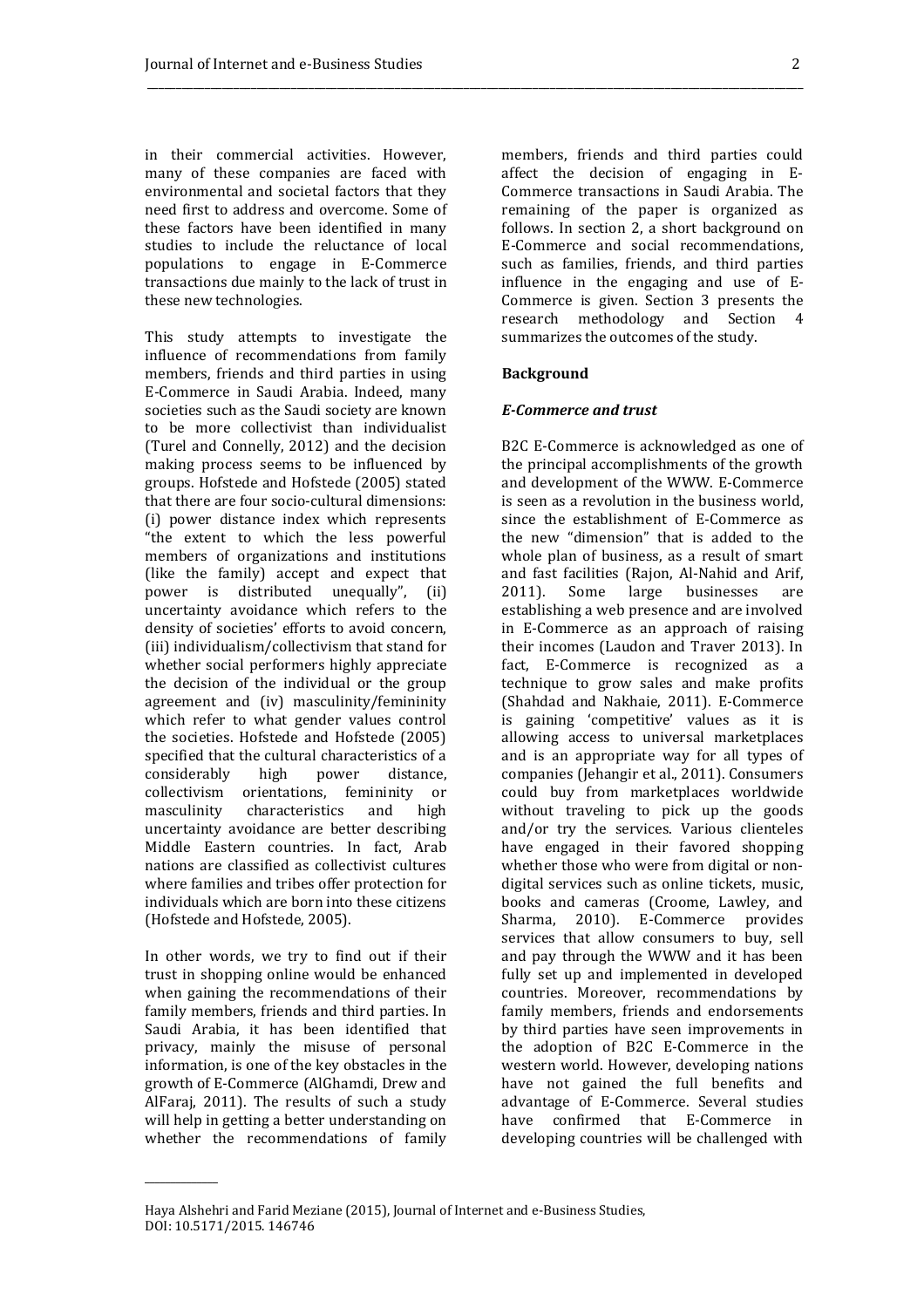in their commercial activities. However, many of these companies are faced with environmental and societal factors that they need first to address and overcome. Some of these factors have been identified in many studies to include the reluctance of local populations to engage in E-Commerce transactions due mainly to the lack of trust in these new technologies.

This study attempts to investigate the influence of recommendations from family members, friends and third parties in using E-Commerce in Saudi Arabia. Indeed, many societies such as the Saudi society are known to be more collectivist than individualist (Turel and Connelly, 2012) and the decision making process seems to be influenced by groups. Hofstede and Hofstede (2005) stated that there are four socio-cultural dimensions: (i) power distance index which represents "the extent to which the less powerful members of organizations and institutions (like the family) accept and expect that power is distributed unequally", (ii) uncertainty avoidance which refers to the density of societies' efforts to avoid concern, (iii) individualism/collectivism that stand for whether social performers highly appreciate the decision of the individual or the group agreement and (iv) masculinity/femininity which refer to what gender values control the societies. Hofstede and Hofstede (2005) specified that the cultural characteristics of a considerably high power distance, collectivism orientations, femininity or masculinity characteristics and high uncertainty avoidance are better describing Middle Eastern countries. In fact, Arab nations are classified as collectivist cultures where families and tribes offer protection for individuals which are born into these citizens (Hofstede and Hofstede, 2005).

In other words, we try to find out if their trust in shopping online would be enhanced when gaining the recommendations of their family members, friends and third parties. In Saudi Arabia, it has been identified that privacy, mainly the misuse of personal information, is one of the key obstacles in the growth of E-Commerce (AlGhamdi, Drew and AlFaraj, 2011). The results of such a study will help in getting a better understanding on whether the recommendations of family members, friends and third parties could affect the decision of engaging in E-Commerce transactions in Saudi Arabia. The remaining of the paper is organized as follows. In section 2, a short background on E-Commerce and social recommendations, such as families, friends, and third parties influence in the engaging and use of E-Commerce is given. Section 3 presents the research methodology and Section 4 summarizes the outcomes of the study.

## Background

### *E-Commerce and trust*

B2C E-Commerce is acknowledged as one of the principal accomplishments of the growth and development of the WWW. E-Commerce is seen as a revolution in the business world, since the establishment of E-Commerce as the new "dimension" that is added to the whole plan of business, as a result of smart and fast facilities (Rajon, Al-Nahid and Arif, 2011). Some large businesses are establishing a web presence and are involved in E-Commerce as an approach of raising their incomes (Laudon and Traver 2013). In fact, E-Commerce is recognized as a technique to grow sales and make profits (Shahdad and Nakhaie, 2011). E-Commerce is gaining 'competitive' values as it is allowing access to universal marketplaces and is an appropriate way for all types of companies (Jehangir et al., 2011). Consumers could buy from marketplaces worldwide without traveling to pick up the goods and/or try the services. Various clienteles have engaged in their favored shopping whether those who were from digital or non-digital services such as online tickets, music, books and cameras (Croome, Lawley, and Sharma, 2010). E-Commerce provides services that allow consumers to buy, sell and pay through the WWW and it has been fully set up and implemented in developed countries. Moreover, recommendations by family members, friends and endorsements by third parties have seen improvements in the adoption of B2C E-Commerce in the western world. However, developing nations have not gained the full benefits and advantage of E-Commerce. Several studies have confirmed that E-Commerce in developing countries will be challenged with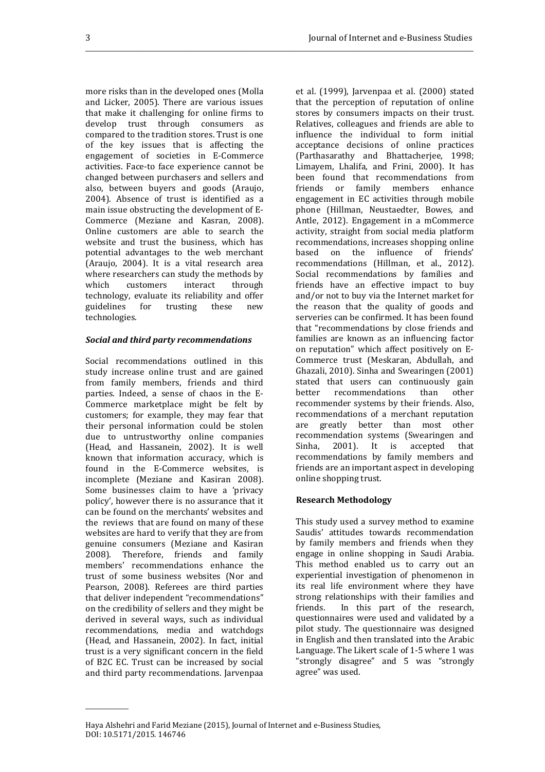more risks than in the developed ones (Molla and Licker, 2005). There are various issues that make it challenging for online firms to develop trust through consumers as compared to the tradition stores. Trust is one of the key issues that is affecting the engagement of societies in E-Commerce activities. Face-to face experience cannot be changed between purchasers and sellers and also, between buyers and goods (Araujo, 2004). Absence of trust is identified as a main issue obstructing the development of E-Commerce (Meziane and Kasran, 2008). Online customers are able to search the website and trust the business, which has potential advantages to the web merchant (Araujo, 2004). It is a vital research area where researchers can study the methods by which customers interact through technology, evaluate its reliability and offer guidelines for trusting these new technologies.

### *Social and third party recommendations*

Social recommendations outlined in this study increase online trust and are gained from family members, friends and third parties. Indeed, a sense of chaos in the E-Commerce marketplace might be felt by customers; for example, they may fear that their personal information could be stolen due to untrustworthy online companies (Head, and Hassanein, 2002). It is well known that information accuracy, which is found in the E-Commerce websites, is incomplete (Meziane and Kasiran 2008). Some businesses claim to have a 'privacy policy', however there is no assurance that it can be found on the merchants' websites and the reviews that are found on many of these websites are hard to verify that they are from genuine consumers (Meziane and Kasiran 2008). Therefore, friends and family members' recommendations enhance the trust of some business websites (Nor and Pearson, 2008). Referees are third parties that deliver independent "recommendations" on the credibility of sellers and they might be derived in several ways, such as individual recommendations, media and watchdogs (Head, and Hassanein, 2002). In fact, initial trust is a very significant concern in the field of B2C EC. Trust can be increased by social and third party recommendations. Jarvenpaa et al. (1999), Jarvenpaa et al. (2000) stated that the perception of reputation of online stores by consumers impacts on their trust. Relatives, colleagues and friends are able to influence the individual to form initial acceptance decisions of online practices (Parthasarathy and Bhattacherjee, 1998; Limayem, Lhalifa, and Frini, 2000). It has been found that recommendations from friends or family members enhance engagement in EC activities through mobile phone (Hillman, Neustaedter, Bowes, and Antle, 2012). Engagement in a mCommerce activity, straight from social media platform recommendations, increases shopping online based on the influence of friends' recommendations (Hillman, et al., 2012). Social recommendations by families and friends have an effective impact to buy and/or not to buy via the Internet market for the reason that the quality of goods and serveries can be confirmed. It has been found that "recommendations by close friends and families are known as an influencing factor on reputation" which affect positively on E-Commerce trust (Meskaran, Abdullah, and Ghazali, 2010). Sinha and Swearingen (2001) stated that users can continuously gain better recommendations than other recommender systems by their friends. Also, recommendations of a merchant reputation are greatly better than most other recommendation systems (Swearingen and Sinha, 2001). It is accepted that recommendations by family members and friends are an important aspect in developing online shopping trust.

## Research Methodology

This study used a survey method to examine Saudis' attitudes towards recommendation by family members and friends when they engage in online shopping in Saudi Arabia. This method enabled us to carry out an experiential investigation of phenomenon in its real life environment where they have strong relationships with their families and friends. In this part of the research, questionnaires were used and validated by a pilot study. The questionnaire was designed in English and then translated into the Arabic Language. The Likert scale of 1-5 where 1 was "strongly disagree" and 5 was "strongly agree" was used.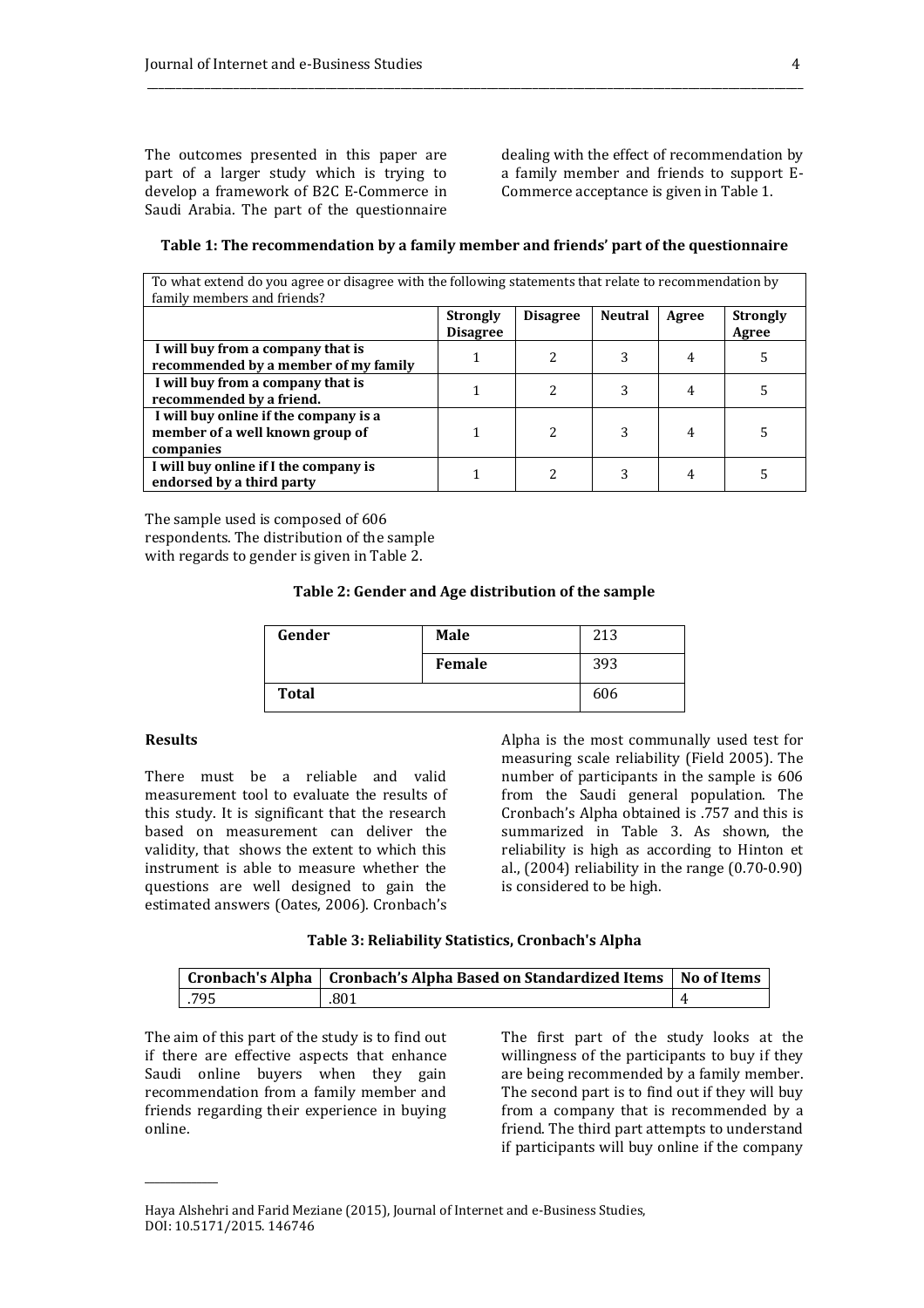The outcomes presented in this paper are part of a larger study which is trying to develop a framework of B2C E-Commerce in Saudi Arabia. The part of the questionnaire dealing with the effect of recommendation by a family member and friends to support E-Commerce acceptance is given in Table 1.

**Table 1: The recommendation by a family member and friends' part of the questionnaire**

| To what extend do you agree or disagree with the following statements that relate to recommendation by family members and friends? | | | | | |
|---|---|---|---|---|---|
| | **Strongly Disagree** | **Disagree** | **Neutral** | **Agree** | **Strongly Agree** |
| **I will buy from a company that is recommended by a member of my family** | 1 | 2 | 3 | 4 | 5 |
| **I will buy from a company that is recommended by a friend.** | 1 | 2 | 3 | 4 | 5 |
| **I will buy online if the company is a member of a well known group of companies** | 1 | 2 | 3 | 4 | 5 |
| **I will buy online if I the company is endorsed by a third party** | 1 | 2 | 3 | 4 | 5 |

The sample used is composed of 606 respondents. The distribution of the sample with regards to gender is given in Table 2.

**Table 2: Gender and Age distribution of the sample**

| **Gender** | **Male** | 213 |
|---|---|---|
| | **Female** | 393 |
| **Total** | | 606 |

**Results**

There must be a reliable and valid measurement tool to evaluate the results of this study. It is significant that the research based on measurement can deliver the validity, that shows the extent to which this instrument is able to measure whether the questions are well designed to gain the estimated answers (Oates, 2006). Cronbach's Alpha is the most communally used test for measuring scale reliability (Field 2005). The number of participants in the sample is 606 from the Saudi general population. The Cronbach's Alpha obtained is .757 and this is summarized in Table 3. As shown, the reliability is high as according to Hinton et al., (2004) reliability in the range (0.70-0.90) is considered to be high.

**Table 3: Reliability Statistics, Cronbach's Alpha**

| Cronbach's Alpha | Cronbach's Alpha Based on Standardized Items | No of Items |
|---|---|---|
| .795 | .801 | 4 |

The aim of this part of the study is to find out if there are effective aspects that enhance Saudi online buyers when they gain recommendation from a family member and friends regarding their experience in buying online.

The first part of the study looks at the willingness of the participants to buy if they are being recommended by a family member. The second part is to find out if they will buy from a company that is recommended by a friend. The third part attempts to understand if participants will buy online if the company

Haya Alshehri and Farid Meziane (2015), Journal of Internet and e-Business Studies, DOI: 10.5171/2015. 146746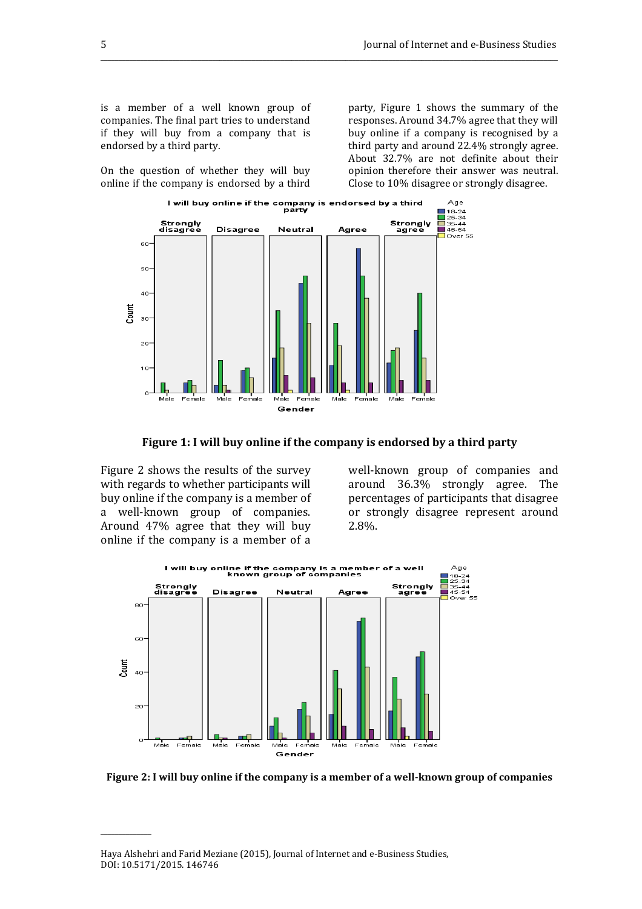is a member of a well known group of companies. The final part tries to understand if they will buy from a company that is endorsed by a third party.

On the question of whether they will buy online if the company is endorsed by a third party, Figure 1 shows the summary of the responses. Around 34.7% agree that they will buy online if a company is recognised by a third party and around 22.4% strongly agree. About 32.7% are not definite about their opinion therefore their answer was neutral. Close to 10% disagree or strongly disagree.

**Figure 1: I will buy online if the company is endorsed by a third party**

Figure 2 shows the results of the survey with regards to whether participants will buy online if the company is a member of a well-known group of companies. Around 47% agree that they will buy online if the company is a member of a well-known group of companies and around 36.3% strongly agree. The percentages of participants that disagree or strongly disagree represent around 2.8%.

**Figure 2: I will buy online if the company is a member of a well-known group of companies**

Haya Alshehri and Farid Meziane (2015), Journal of Internet and e-Business Studies, DOI: 10.5171/2015. 146746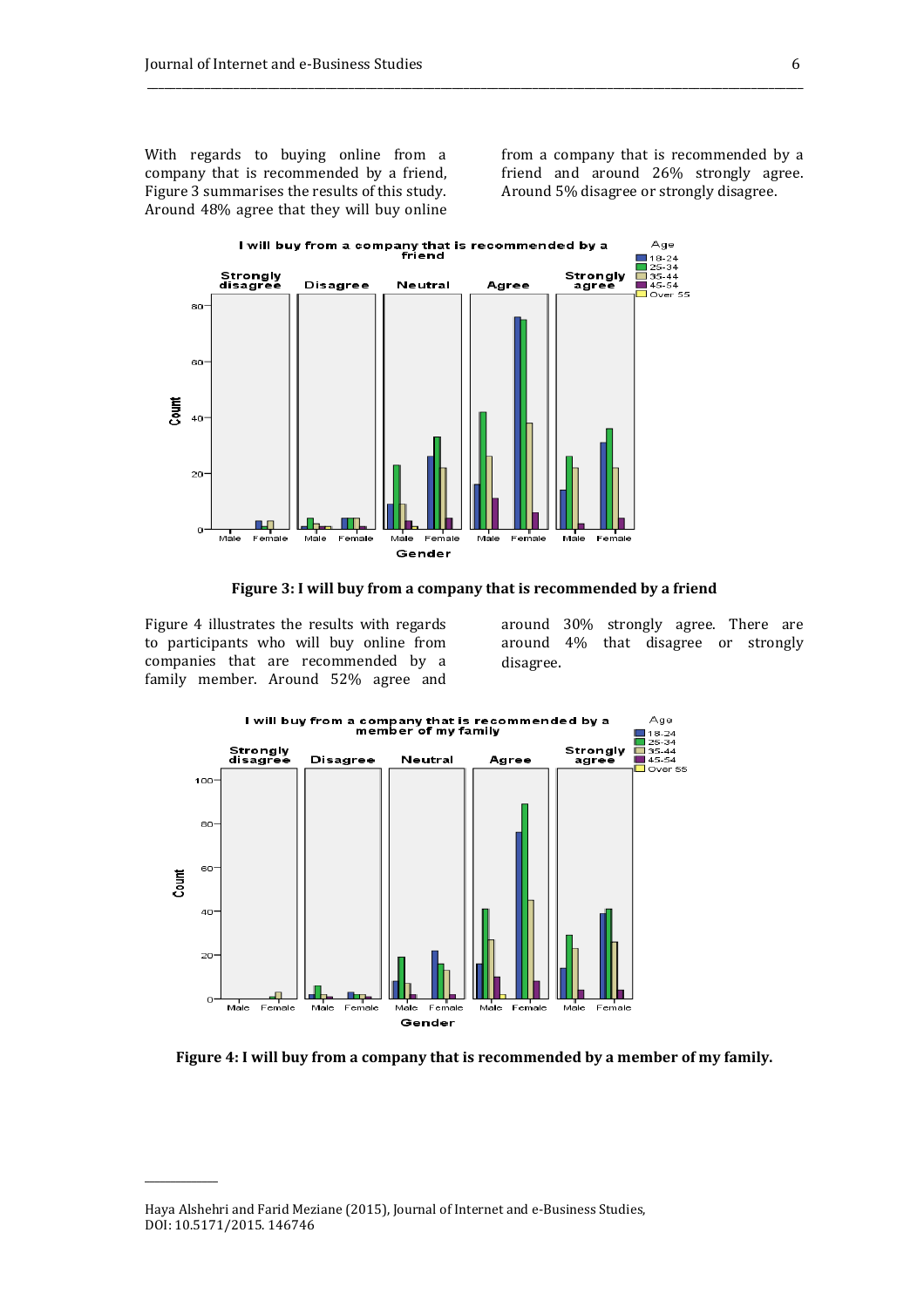With regards to buying online from a company that is recommended by a friend, Figure 3 summarises the results of this study. Around 48% agree that they will buy online from a company that is recommended by a friend and around 26% strongly agree. Around 5% disagree or strongly disagree.

**Figure 3: I will buy from a company that is recommended by a friend**

Figure 4 illustrates the results with regards to participants who will buy online from companies that are recommended by a family member. Around 52% agree and around 30% strongly agree. There are around 4% that disagree or strongly disagree.

**Figure 4: I will buy from a company that is recommended by a member of my family.**

Haya Alshehri and Farid Meziane (2015), Journal of Internet and e-Business Studies, DOI: 10.5171/2015. 146746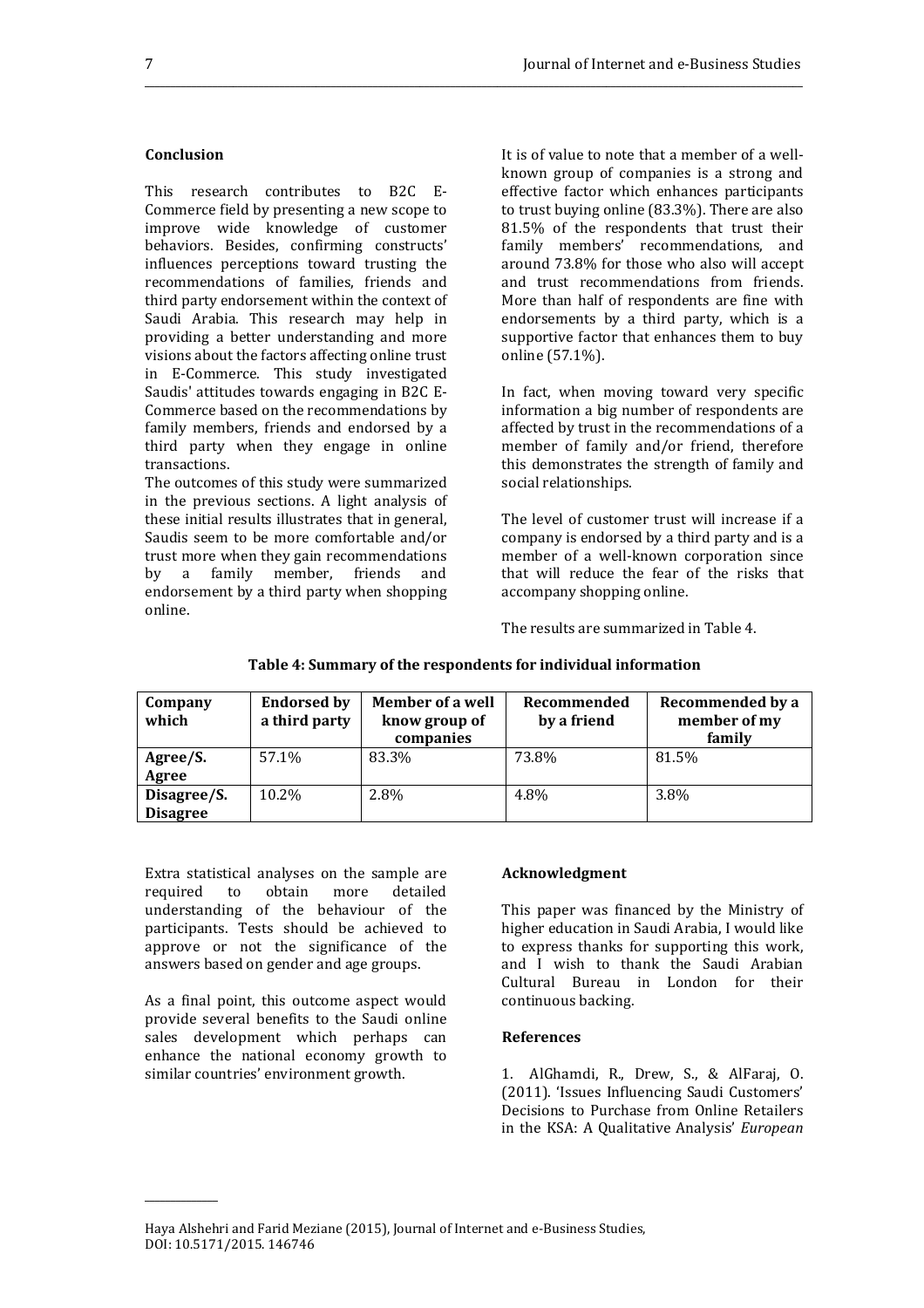## Conclusion

This research contributes to B2C E-Commerce field by presenting a new scope to improve wide knowledge of customer behaviors. Besides, confirming constructs' influences perceptions toward trusting the recommendations of families, friends and third party endorsement within the context of Saudi Arabia. This research may help in providing a better understanding and more visions about the factors affecting online trust in E-Commerce. This study investigated Saudis' attitudes towards engaging in B2C E-Commerce based on the recommendations by family members, friends and endorsed by a third party when they engage in online transactions.

The outcomes of this study were summarized in the previous sections. A light analysis of these initial results illustrates that in general, Saudis seem to be more comfortable and/or trust more when they gain recommendations by a family member, friends and endorsement by a third party when shopping online.

It is of value to note that a member of a well-known group of companies is a strong and effective factor which enhances participants to trust buying online (83.3%). There are also 81.5% of the respondents that trust their family members' recommendations, and around 73.8% for those who also will accept and trust recommendations from friends. More than half of respondents are fine with endorsements by a third party, which is a supportive factor that enhances them to buy online (57.1%).

In fact, when moving toward very specific information a big number of respondents are affected by trust in the recommendations of a member of family and/or friend, therefore this demonstrates the strength of family and social relationships.

The level of customer trust will increase if a company is endorsed by a third party and is a member of a well-known corporation since that will reduce the fear of the risks that accompany shopping online.

The results are summarized in Table 4.

**Table 4: Summary of the respondents for individual information**

| Company which | Endorsed by a third party | Member of a well know group of companies | Recommended by a friend | Recommended by a member of my family |
|---|---|---|---|---|
| **Agree/S. Agree** | 57.1% | 83.3% | 73.8% | 81.5% |
| **Disagree/S. Disagree** | 10.2% | 2.8% | 4.8% | 3.8% |

Extra statistical analyses on the sample are required to obtain more detailed understanding of the behaviour of the participants. Tests should be achieved to approve or not the significance of the answers based on gender and age groups.

As a final point, this outcome aspect would provide several benefits to the Saudi online sales development which perhaps can enhance the national economy growth to similar countries' environment growth.

## Acknowledgment

This paper was financed by the Ministry of higher education in Saudi Arabia, I would like to express thanks for supporting this work, and I wish to thank the Saudi Arabian Cultural Bureau in London for their continuous backing.

## References

1. AlGhamdi, R., Drew, S., & AlFaraj, O. (2011). 'Issues Influencing Saudi Customers' Decisions to Purchase from Online Retailers in the KSA: A Qualitative Analysis' *European*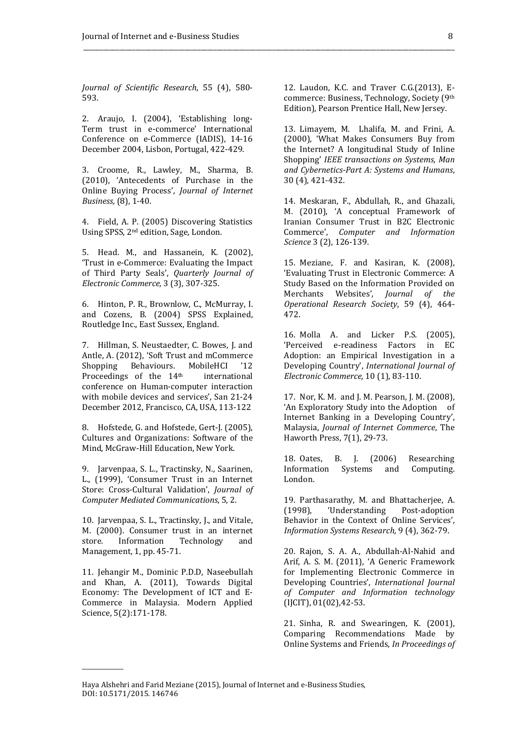*Journal of Scientific Research*, 55 (4), 580-593.

2. Araujo, I. (2004), 'Establishing long-Term trust in e-commerce' International Conference on e-Commerce (IADIS), 14-16 December 2004, Lisbon, Portugal, 422-429.

3. Croome, R., Lawley, M., Sharma, B. (2010), 'Antecedents of Purchase in the Online Buying Process', *Journal of Internet Business,* (8), 1-40.

4. Field, A. P. (2005) Discovering Statistics Using SPSS, 2nd edition, Sage, London.

5. Head. M., and Hassanein, K. (2002), 'Trust in e-Commerce: Evaluating the Impact of Third Party Seals', *Quarterly Journal of Electronic Commerce,* 3 (3), 307-325.

6. Hinton, P. R., Brownlow, C., McMurray, I. and Cozens, B. (2004) SPSS Explained, Routledge Inc., East Sussex, England.

7. Hillman, S. Neustaedter, C. Bowes, J. and Antle, A. (2012), 'Soft Trust and mCommerce Shopping Behaviours. MobileHCI '12 Proceedings of the 14th international conference on Human-computer interaction with mobile devices and services', San 21-24 December 2012, Francisco, CA, USA, 113-122

8. Hofstede, G. and Hofstede, Gert-J. (2005), Cultures and Organizations: Software of the Mind, McGraw-Hill Education, New York.

9. Jarvenpaa, S. L., Tractinsky, N., Saarinen, L., (1999), 'Consumer Trust in an Internet Store: Cross-Cultural Validation', *Journal of Computer Mediated Communications*, 5, 2.

10. Jarvenpaa, S. L., Tractinsky, J., and Vitale, M. (2000). Consumer trust in an internet store. Information Technology and Management, 1, pp. 45-71.

11. Jehangir M., Dominic P.D.D, Naseebullah and Khan, A. (2011), Towards Digital Economy: The Development of ICT and E-Commerce in Malaysia. Modern Applied Science, 5(2):171-178.

12. Laudon, K.C. and Traver C.G.(2013), E-commerce: Business, Technology, Society (9th Edition), Pearson Prentice Hall, New Jersey.

13. Limayem, M. Lhalifa, M. and Frini, A. (2000), 'What Makes Consumers Buy from the Internet? A longitudinal Study of Inline Shopping' *IEEE transactions on Systems, Man and Cybernetics-Part A: Systems and Humans*, 30 (4), 421-432.

14. Meskaran, F., Abdullah, R., and Ghazali, M. (2010), 'A conceptual Framework of Iranian Consumer Trust in B2C Electronic Commerce', *Computer and Information Science* 3 (2), 126-139.

15. Meziane, F. and Kasiran, K. (2008), 'Evaluating Trust in Electronic Commerce: A Study Based on the Information Provided on Merchants Websites', *Journal of the Operational Research Society*, 59 (4), 464-472.

16. Molla A. and Licker P.S. (2005), 'Perceived e-readiness Factors in EC Adoption: an Empirical Investigation in a Developing Country', *International Journal of Electronic Commerce,* 10 (1), 83-110.

17. Nor, K. M. and J. M. Pearson, J. M. (2008), 'An Exploratory Study into the Adoption of Internet Banking in a Developing Country', Malaysia, *Journal of Internet Commerce*, The Haworth Press, 7(1), 29-73.

18. Oates, B. J. (2006) Researching Information Systems and Computing. London.

19. Parthasarathy, M. and Bhattacherjee, A. (1998), 'Understanding Post-adoption Behavior in the Context of Online Services', *Information Systems Research,* 9 (4), 362-79.

20. Rajon, S. A. A., Abdullah-Al-Nahid and Arif, A. S. M. (2011), 'A Generic Framework for Implementing Electronic Commerce in Developing Countries', *International Journal of Computer and Information technology* (IJCIT), 01(02),42-53.

21. Sinha, R. and Swearingen, K. (2001), Comparing Recommendations Made by Online Systems and Friends, *In Proceedings of*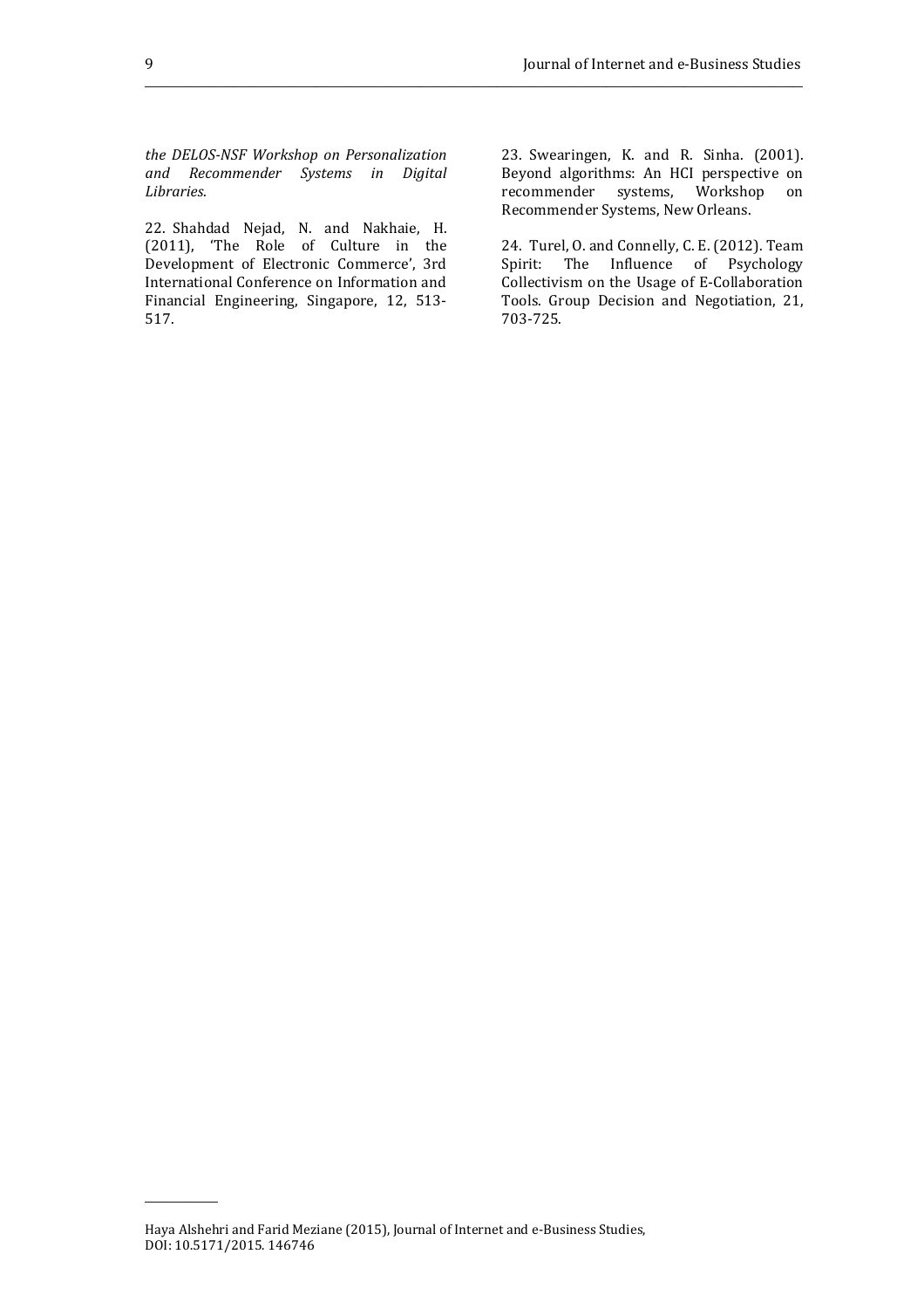*the DELOS-NSF Workshop on Personalization and Recommender Systems in Digital Libraries*.

22. Shahdad Nejad, N. and Nakhaie, H. (2011), 'The Role of Culture in the Development of Electronic Commerce', 3rd International Conference on Information and Financial Engineering, Singapore, 12, 513-517.

23. Swearingen, K. and R. Sinha. (2001). Beyond algorithms: An HCI perspective on recommender systems, Workshop on Recommender Systems, New Orleans.

24. Turel, O. and Connelly, C. E. (2012). Team Spirit: The Influence of Psychology Collectivism on the Usage of E-Collaboration Tools. Group Decision and Negotiation, 21, 703-725.

Haya Alshehri and Farid Meziane (2015), Journal of Internet and e-Business Studies, DOI: 10.5171/2015. 146746